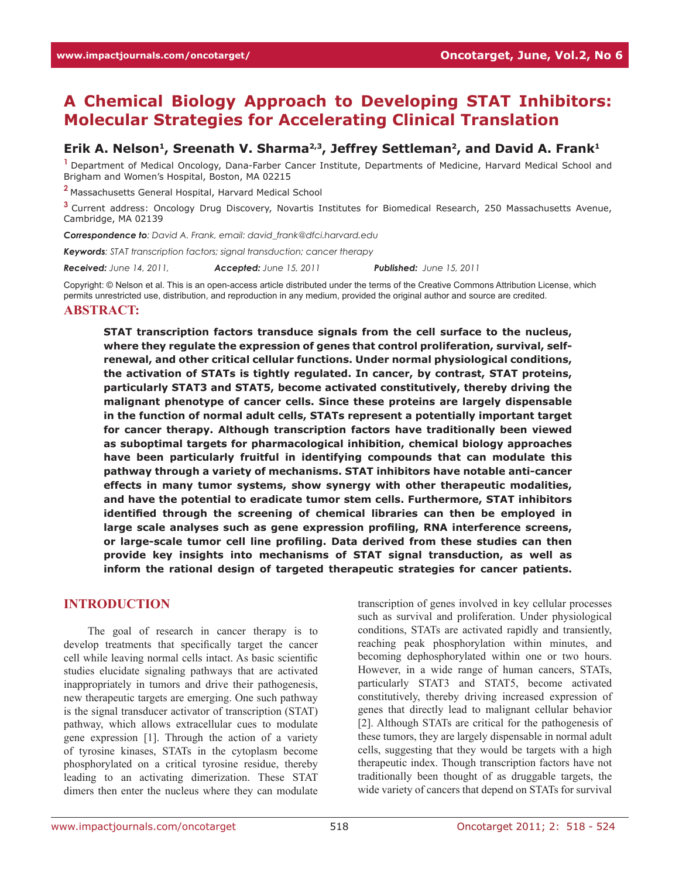# A Chemical Biology Approach to Developing STAT Inhibitors: Molecular Strategies for Accelerating Clinical Translation

**Erik A. Nelson[1], Sreenath V. Sharma[2,3], Jeffrey Settleman[2], and David A. Frank[1]**

[1] Department of Medical Oncology, Dana-Farber Cancer Institute, Departments of Medicine, Harvard Medical School and Brigham and Women's Hospital, Boston, MA 02215

[2] Massachusetts General Hospital, Harvard Medical School

[3] Current address: Oncology Drug Discovery, Novartis Institutes for Biomedical Research, 250 Massachusetts Avenue, Cambridge, MA 02139

***Correspondence to**: David A. Frank, email: david_frank@dfci.harvard.edu*

***Keywords**: STAT transcription factors; signal transduction; cancer therapy*

***Received:** June 14, 2011, **Accepted:** June 15, 2011 **Published:** June 15, 2011*

Copyright: © Nelson et al. This is an open-access article distributed under the terms of the Creative Commons Attribution License, which permits unrestricted use, distribution, and reproduction in any medium, provided the original author and source are credited.

## ABSTRACT:

**STAT transcription factors transduce signals from the cell surface to the nucleus, where they regulate the expression of genes that control proliferation, survival, self-renewal, and other critical cellular functions. Under normal physiological conditions, the activation of STATs is tightly regulated. In cancer, by contrast, STAT proteins, particularly STAT3 and STAT5, become activated constitutively, thereby driving the malignant phenotype of cancer cells. Since these proteins are largely dispensable in the function of normal adult cells, STATs represent a potentially important target for cancer therapy. Although transcription factors have traditionally been viewed as suboptimal targets for pharmacological inhibition, chemical biology approaches have been particularly fruitful in identifying compounds that can modulate this pathway through a variety of mechanisms. STAT inhibitors have notable anti-cancer effects in many tumor systems, show synergy with other therapeutic modalities, and have the potential to eradicate tumor stem cells. Furthermore, STAT inhibitors identified through the screening of chemical libraries can then be employed in large scale analyses such as gene expression profiling, RNA interference screens, or large-scale tumor cell line profiling. Data derived from these studies can then provide key insights into mechanisms of STAT signal transduction, as well as inform the rational design of targeted therapeutic strategies for cancer patients.**

## INTRODUCTION

The goal of research in cancer therapy is to develop treatments that specifically target the cancer cell while leaving normal cells intact. As basic scientific studies elucidate signaling pathways that are activated inappropriately in tumors and drive their pathogenesis, new therapeutic targets are emerging. One such pathway is the signal transducer activator of transcription (STAT) pathway, which allows extracellular cues to modulate gene expression [1]. Through the action of a variety of tyrosine kinases, STATs in the cytoplasm become phosphorylated on a critical tyrosine residue, thereby leading to an activating dimerization. These STAT dimers then enter the nucleus where they can modulate transcription of genes involved in key cellular processes such as survival and proliferation. Under physiological conditions, STATs are activated rapidly and transiently, reaching peak phosphorylation within minutes, and becoming dephosphorylated within one or two hours. However, in a wide range of human cancers, STATs, particularly STAT3 and STAT5, become activated constitutively, thereby driving increased expression of genes that directly lead to malignant cellular behavior [2]. Although STATs are critical for the pathogenesis of these tumors, they are largely dispensable in normal adult cells, suggesting that they would be targets with a high therapeutic index. Though transcription factors have not traditionally been thought of as druggable targets, the wide variety of cancers that depend on STATs for survival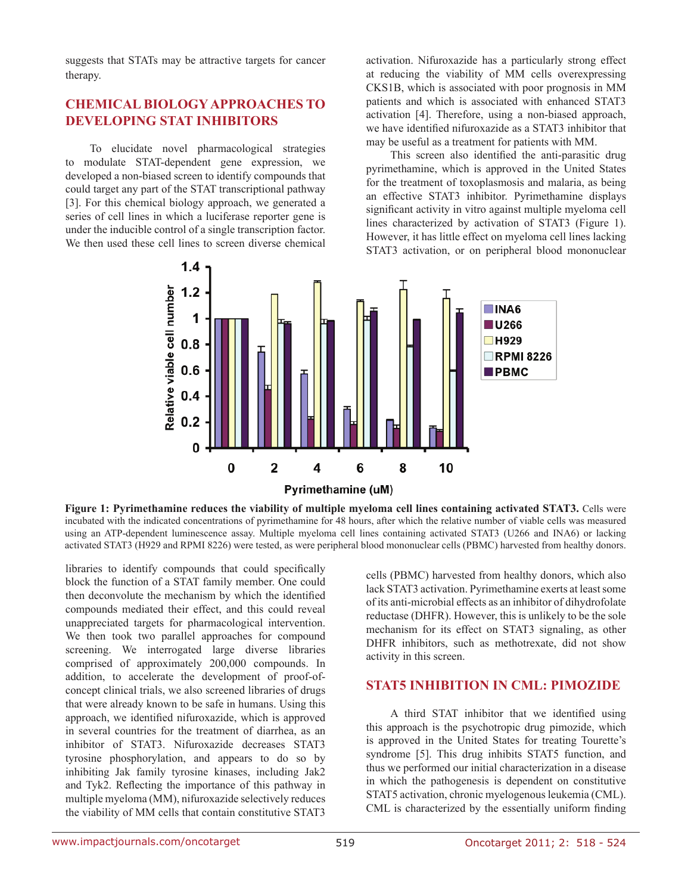suggests that STATs may be attractive targets for cancer therapy.

## CHEMICAL BIOLOGY APPROACHES TO DEVELOPING STAT INHIBITORS

To elucidate novel pharmacological strategies to modulate STAT-dependent gene expression, we developed a non-biased screen to identify compounds that could target any part of the STAT transcriptional pathway [3]. For this chemical biology approach, we generated a series of cell lines in which a luciferase reporter gene is under the inducible control of a single transcription factor. We then used these cell lines to screen diverse chemical libraries to identify compounds that could specifically block the function of a STAT family member. One could then deconvolute the mechanism by which the identified compounds mediated their effect, and this could reveal unappreciated targets for pharmacological intervention. We then took two parallel approaches for compound screening. We interrogated large diverse libraries comprised of approximately 200,000 compounds. In addition, to accelerate the development of proof-of-concept clinical trials, we also screened libraries of drugs that were already known to be safe in humans. Using this approach, we identified nifuroxazide, which is approved in several countries for the treatment of diarrhea, as an inhibitor of STAT3. Nifuroxazide decreases STAT3 tyrosine phosphorylation, and appears to do so by inhibiting Jak family tyrosine kinases, including Jak2 and Tyk2. Reflecting the importance of this pathway in multiple myeloma (MM), nifuroxazide selectively reduces the viability of MM cells that contain constitutive STAT3 activation. Nifuroxazide has a particularly strong effect at reducing the viability of MM cells overexpressing CKS1B, which is associated with poor prognosis in MM patients and which is associated with enhanced STAT3 activation [4]. Therefore, using a non-biased approach, we have identified nifuroxazide as a STAT3 inhibitor that may be useful as a treatment for patients with MM.

This screen also identified the anti-parasitic drug pyrimethamine, which is approved in the United States for the treatment of toxoplasmosis and malaria, as being an effective STAT3 inhibitor. Pyrimethamine displays significant activity in vitro against multiple myeloma cell lines characterized by activation of STAT3 (Figure 1). However, it has little effect on myeloma cell lines lacking STAT3 activation, or on peripheral blood mononuclear cells (PBMC) harvested from healthy donors, which also lack STAT3 activation. Pyrimethamine exerts at least some of its anti-microbial effects as an inhibitor of dihydrofolate reductase (DHFR). However, this is unlikely to be the sole mechanism for its effect on STAT3 signaling, as other DHFR inhibitors, such as methotrexate, did not show activity in this screen.

**Figure 1: Pyrimethamine reduces the viability of multiple myeloma cell lines containing activated STAT3.** Cells were incubated with the indicated concentrations of pyrimethamine for 48 hours, after which the relative number of viable cells was measured using an ATP-dependent luminescence assay. Multiple myeloma cell lines containing activated STAT3 (U266 and INA6) or lacking activated STAT3 (H929 and RPMI 8226) were tested, as were peripheral blood mononuclear cells (PBMC) harvested from healthy donors.

## STAT5 INHIBITION IN CML: PIMOZIDE

A third STAT inhibitor that we identified using this approach is the psychotropic drug pimozide, which is approved in the United States for treating Tourette's syndrome [5]. This drug inhibits STAT5 function, and thus we performed our initial characterization in a disease in which the pathogenesis is dependent on constitutive STAT5 activation, chronic myelogenous leukemia (CML). CML is characterized by the essentially uniform finding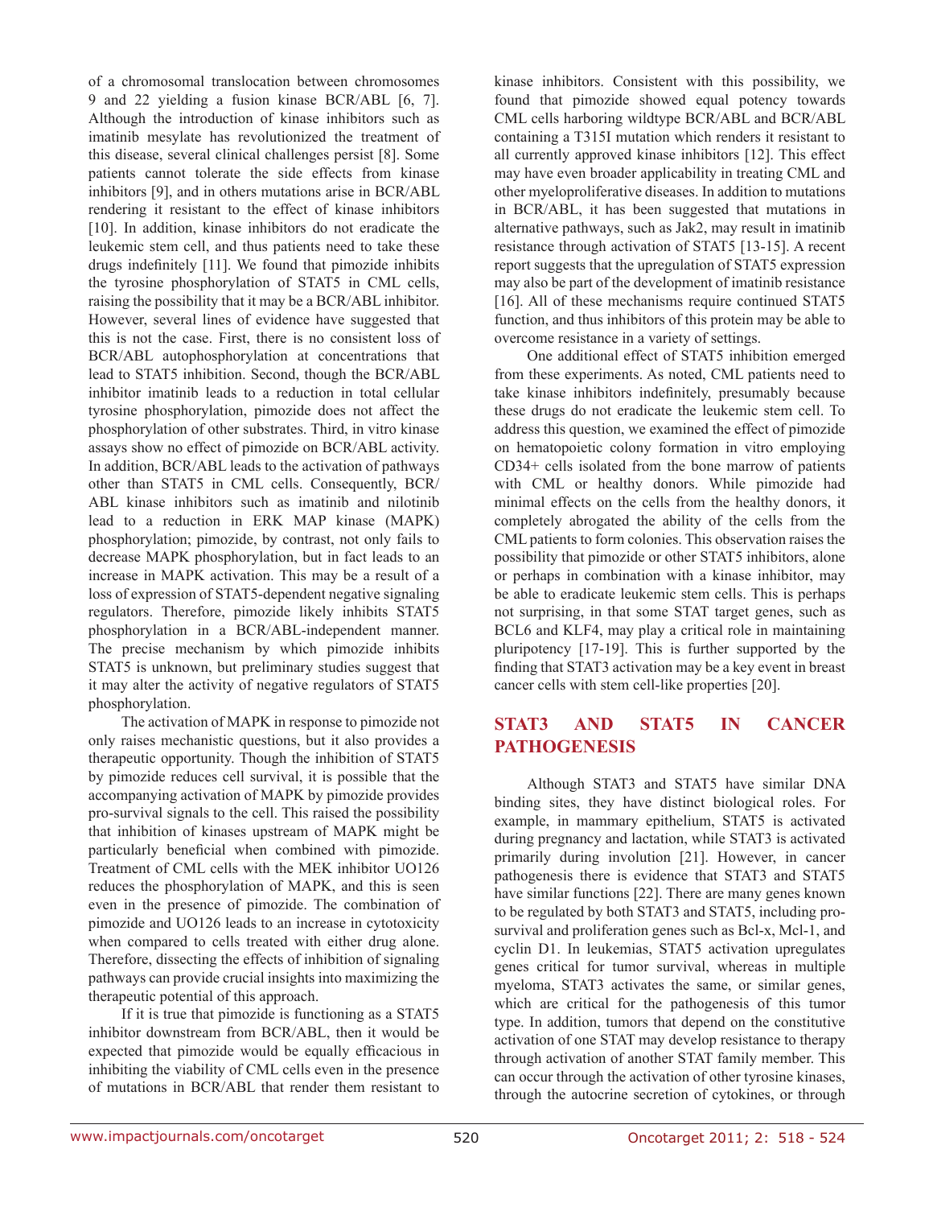of a chromosomal translocation between chromosomes 9 and 22 yielding a fusion kinase BCR/ABL [6, 7]. Although the introduction of kinase inhibitors such as imatinib mesylate has revolutionized the treatment of this disease, several clinical challenges persist [8]. Some patients cannot tolerate the side effects from kinase inhibitors [9], and in others mutations arise in BCR/ABL rendering it resistant to the effect of kinase inhibitors [10]. In addition, kinase inhibitors do not eradicate the leukemic stem cell, and thus patients need to take these drugs indefinitely [11]. We found that pimozide inhibits the tyrosine phosphorylation of STAT5 in CML cells, raising the possibility that it may be a BCR/ABL inhibitor. However, several lines of evidence have suggested that this is not the case. First, there is no consistent loss of BCR/ABL autophosphorylation at concentrations that lead to STAT5 inhibition. Second, though the BCR/ABL inhibitor imatinib leads to a reduction in total cellular tyrosine phosphorylation, pimozide does not affect the phosphorylation of other substrates. Third, in vitro kinase assays show no effect of pimozide on BCR/ABL activity. In addition, BCR/ABL leads to the activation of pathways other than STAT5 in CML cells. Consequently, BCR/ABL kinase inhibitors such as imatinib and nilotinib lead to a reduction in ERK MAP kinase (MAPK) phosphorylation; pimozide, by contrast, not only fails to decrease MAPK phosphorylation, but in fact leads to an increase in MAPK activation. This may be a result of a loss of expression of STAT5-dependent negative signaling regulators. Therefore, pimozide likely inhibits STAT5 phosphorylation in a BCR/ABL-independent manner. The precise mechanism by which pimozide inhibits STAT5 is unknown, but preliminary studies suggest that it may alter the activity of negative regulators of STAT5 phosphorylation.

The activation of MAPK in response to pimozide not only raises mechanistic questions, but it also provides a therapeutic opportunity. Though the inhibition of STAT5 by pimozide reduces cell survival, it is possible that the accompanying activation of MAPK by pimozide provides pro-survival signals to the cell. This raised the possibility that inhibition of kinases upstream of MAPK might be particularly beneficial when combined with pimozide. Treatment of CML cells with the MEK inhibitor UO126 reduces the phosphorylation of MAPK, and this is seen even in the presence of pimozide. The combination of pimozide and UO126 leads to an increase in cytotoxicity when compared to cells treated with either drug alone. Therefore, dissecting the effects of inhibition of signaling pathways can provide crucial insights into maximizing the therapeutic potential of this approach.

If it is true that pimozide is functioning as a STAT5 inhibitor downstream from BCR/ABL, then it would be expected that pimozide would be equally efficacious in inhibiting the viability of CML cells even in the presence of mutations in BCR/ABL that render them resistant to kinase inhibitors. Consistent with this possibility, we found that pimozide showed equal potency towards CML cells harboring wildtype BCR/ABL and BCR/ABL containing a T315I mutation which renders it resistant to all currently approved kinase inhibitors [12]. This effect may have even broader applicability in treating CML and other myeloproliferative diseases. In addition to mutations in BCR/ABL, it has been suggested that mutations in alternative pathways, such as Jak2, may result in imatinib resistance through activation of STAT5 [13-15]. A recent report suggests that the upregulation of STAT5 expression may also be part of the development of imatinib resistance [16]. All of these mechanisms require continued STAT5 function, and thus inhibitors of this protein may be able to overcome resistance in a variety of settings.

One additional effect of STAT5 inhibition emerged from these experiments. As noted, CML patients need to take kinase inhibitors indefinitely, presumably because these drugs do not eradicate the leukemic stem cell. To address this question, we examined the effect of pimozide on hematopoietic colony formation in vitro employing CD34+ cells isolated from the bone marrow of patients with CML or healthy donors. While pimozide had minimal effects on the cells from the healthy donors, it completely abrogated the ability of the cells from the CML patients to form colonies. This observation raises the possibility that pimozide or other STAT5 inhibitors, alone or perhaps in combination with a kinase inhibitor, may be able to eradicate leukemic stem cells. This is perhaps not surprising, in that some STAT target genes, such as BCL6 and KLF4, may play a critical role in maintaining pluripotency [17-19]. This is further supported by the finding that STAT3 activation may be a key event in breast cancer cells with stem cell-like properties [20].

## STAT3 AND STAT5 IN CANCER PATHOGENESIS

Although STAT3 and STAT5 have similar DNA binding sites, they have distinct biological roles. For example, in mammary epithelium, STAT5 is activated during pregnancy and lactation, while STAT3 is activated primarily during involution [21]. However, in cancer pathogenesis there is evidence that STAT3 and STAT5 have similar functions [22]. There are many genes known to be regulated by both STAT3 and STAT5, including pro-survival and proliferation genes such as Bcl-x, Mcl-1, and cyclin D1. In leukemias, STAT5 activation upregulates genes critical for tumor survival, whereas in multiple myeloma, STAT3 activates the same, or similar genes, which are critical for the pathogenesis of this tumor type. In addition, tumors that depend on the constitutive activation of one STAT may develop resistance to therapy through activation of another STAT family member. This can occur through the activation of other tyrosine kinases, through the autocrine secretion of cytokines, or through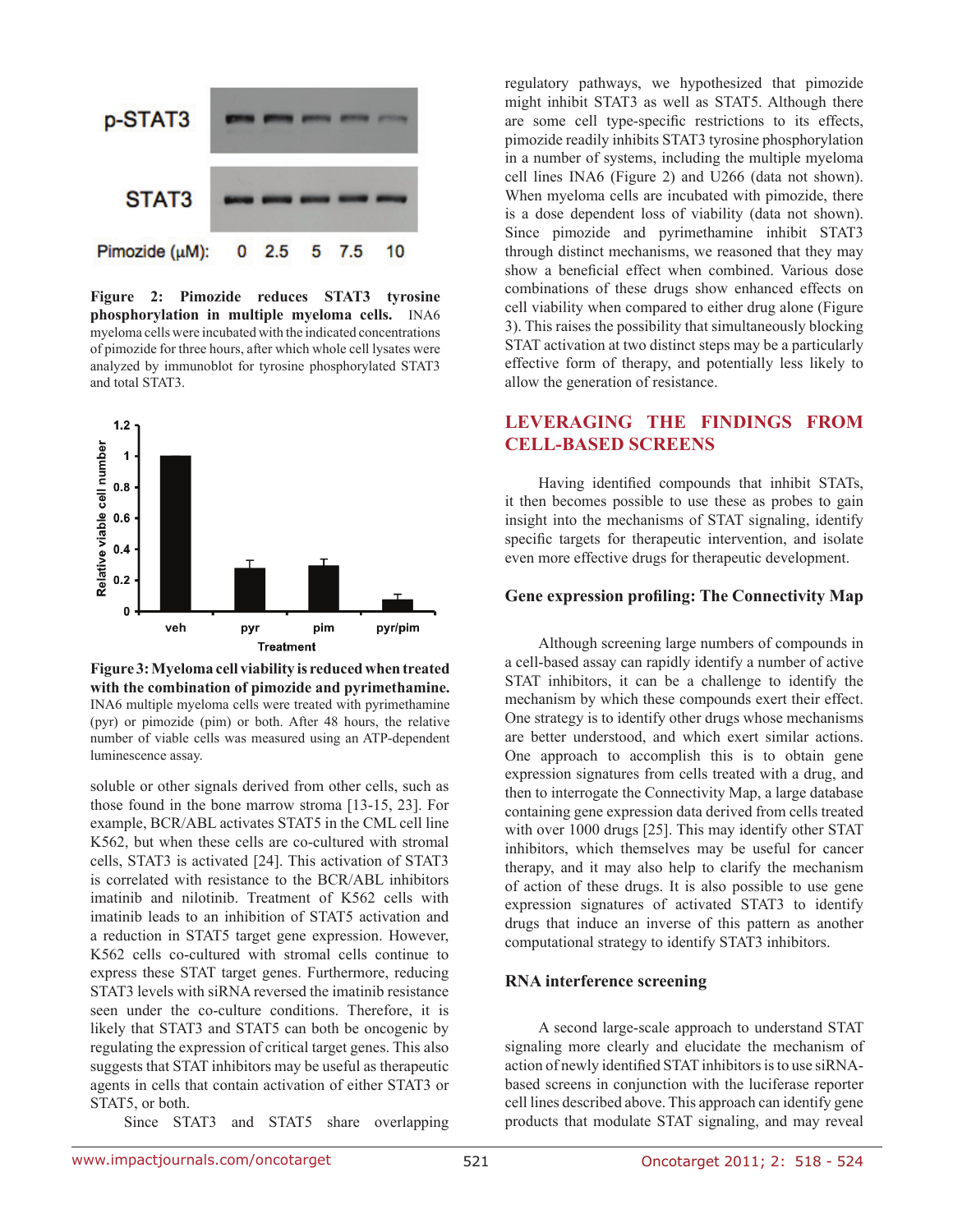Figure 2: Pimozide reduces STAT3 tyrosine phosphorylation in multiple myeloma cells. INA6 myeloma cells were incubated with the indicated concentrations of pimozide for three hours, after which whole cell lysates were analyzed by immunoblot for tyrosine phosphorylated STAT3 and total STAT3.

**Figure 3: Myeloma cell viability is reduced when treated with the combination of pimozide and pyrimethamine.** INA6 multiple myeloma cells were treated with pyrimethamine (pyr) or pimozide (pim) or both. After 48 hours, the relative number of viable cells was measured using an ATP-dependent luminescence assay.

soluble or other signals derived from other cells, such as those found in the bone marrow stroma [13-15, 23]. For example, BCR/ABL activates STAT5 in the CML cell line K562, but when these cells are co-cultured with stromal cells, STAT3 is activated [24]. This activation of STAT3 is correlated with resistance to the BCR/ABL inhibitors imatinib and nilotinib. Treatment of K562 cells with imatinib leads to an inhibition of STAT5 activation and a reduction in STAT5 target gene expression. However, K562 cells co-cultured with stromal cells continue to express these STAT target genes. Furthermore, reducing STAT3 levels with siRNA reversed the imatinib resistance seen under the co-culture conditions. Therefore, it is likely that STAT3 and STAT5 can both be oncogenic by regulating the expression of critical target genes. This also suggests that STAT inhibitors may be useful as therapeutic agents in cells that contain activation of either STAT3 or STAT5, or both.

Since STAT3 and STAT5 share overlapping regulatory pathways, we hypothesized that pimozide might inhibit STAT3 as well as STAT5. Although there are some cell type-specific restrictions to its effects, pimozide readily inhibits STAT3 tyrosine phosphorylation in a number of systems, including the multiple myeloma cell lines INA6 (Figure 2) and U266 (data not shown). When myeloma cells are incubated with pimozide, there is a dose dependent loss of viability (data not shown). Since pimozide and pyrimethamine inhibit STAT3 through distinct mechanisms, we reasoned that they may show a beneficial effect when combined. Various dose combinations of these drugs show enhanced effects on cell viability when compared to either drug alone (Figure 3). This raises the possibility that simultaneously blocking STAT activation at two distinct steps may be a particularly effective form of therapy, and potentially less likely to allow the generation of resistance.

## LEVERAGING THE FINDINGS FROM CELL-BASED SCREENS

Having identified compounds that inhibit STATs, it then becomes possible to use these as probes to gain insight into the mechanisms of STAT signaling, identify specific targets for therapeutic intervention, and isolate even more effective drugs for therapeutic development.

### Gene expression profiling: The Connectivity Map

Although screening large numbers of compounds in a cell-based assay can rapidly identify a number of active STAT inhibitors, it can be a challenge to identify the mechanism by which these compounds exert their effect. One strategy is to identify other drugs whose mechanisms are better understood, and which exert similar actions. One approach to accomplish this is to obtain gene expression signatures from cells treated with a drug, and then to interrogate the Connectivity Map, a large database containing gene expression data derived from cells treated with over 1000 drugs [25]. This may identify other STAT inhibitors, which themselves may be useful for cancer therapy, and it may also help to clarify the mechanism of action of these drugs. It is also possible to use gene expression signatures of activated STAT3 to identify drugs that induce an inverse of this pattern as another computational strategy to identify STAT3 inhibitors.

### RNA interference screening

A second large-scale approach to understand STAT signaling more clearly and elucidate the mechanism of action of newly identified STAT inhibitors is to use siRNA-based screens in conjunction with the luciferase reporter cell lines described above. This approach can identify gene products that modulate STAT signaling, and may reveal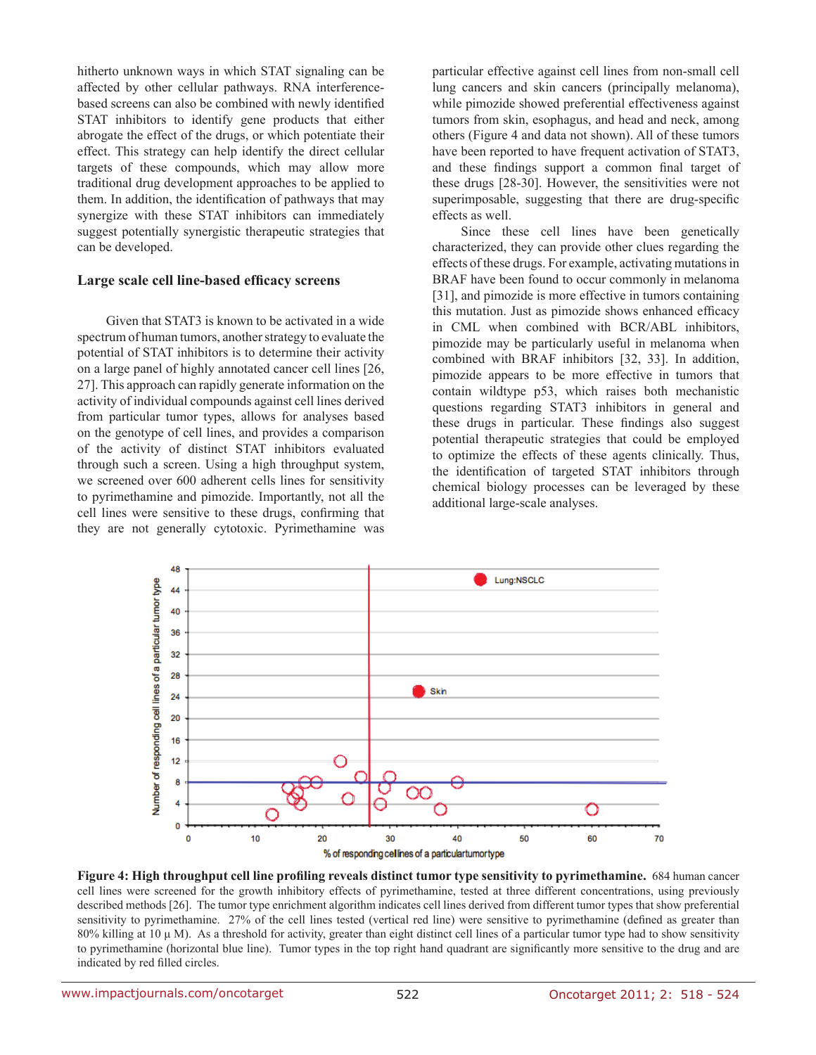hitherto unknown ways in which STAT signaling can be affected by other cellular pathways. RNA interference-based screens can also be combined with newly identified STAT inhibitors to identify gene products that either abrogate the effect of the drugs, or which potentiate their effect. This strategy can help identify the direct cellular targets of these compounds, which may allow more traditional drug development approaches to be applied to them. In addition, the identification of pathways that may synergize with these STAT inhibitors can immediately suggest potentially synergistic therapeutic strategies that can be developed.

## Large scale cell line-based efficacy screens

Given that STAT3 is known to be activated in a wide spectrum of human tumors, another strategy to evaluate the potential of STAT inhibitors is to determine their activity on a large panel of highly annotated cancer cell lines [26, 27]. This approach can rapidly generate information on the activity of individual compounds against cell lines derived from particular tumor types, allows for analyses based on the genotype of cell lines, and provides a comparison of the activity of distinct STAT inhibitors evaluated through such a screen. Using a high throughput system, we screened over 600 adherent cells lines for sensitivity to pyrimethamine and pimozide. Importantly, not all the cell lines were sensitive to these drugs, confirming that they are not generally cytotoxic. Pyrimethamine was particular effective against cell lines from non-small cell lung cancers and skin cancers (principally melanoma), while pimozide showed preferential effectiveness against tumors from skin, esophagus, and head and neck, among others (Figure 4 and data not shown). All of these tumors have been reported to have frequent activation of STAT3, and these findings support a common final target of these drugs [28-30]. However, the sensitivities were not superimposable, suggesting that there are drug-specific effects as well.

Since these cell lines have been genetically characterized, they can provide other clues regarding the effects of these drugs. For example, activating mutations in BRAF have been found to occur commonly in melanoma [31], and pimozide is more effective in tumors containing this mutation. Just as pimozide shows enhanced efficacy in CML when combined with BCR/ABL inhibitors, pimozide may be particularly useful in melanoma when combined with BRAF inhibitors [32, 33]. In addition, pimozide appears to be more effective in tumors that contain wildtype p53, which raises both mechanistic questions regarding STAT3 inhibitors in general and these drugs in particular. These findings also suggest potential therapeutic strategies that could be employed to optimize the effects of these agents clinically. Thus, the identification of targeted STAT inhibitors through chemical biology processes can be leveraged by these additional large-scale analyses.

**Figure 4: High throughput cell line profiling reveals distinct tumor type sensitivity to pyrimethamine.** 684 human cancer cell lines were screened for the growth inhibitory effects of pyrimethamine, tested at three different concentrations, using previously described methods [26]. The tumor type enrichment algorithm indicates cell lines derived from different tumor types that show preferential sensitivity to pyrimethamine. 27% of the cell lines tested (vertical red line) were sensitive to pyrimethamine (defined as greater than 80% killing at 10 μ M). As a threshold for activity, greater than eight distinct cell lines of a particular tumor type had to show sensitivity to pyrimethamine (horizontal blue line). Tumor types in the top right hand quadrant are significantly more sensitive to the drug and are indicated by red filled circles.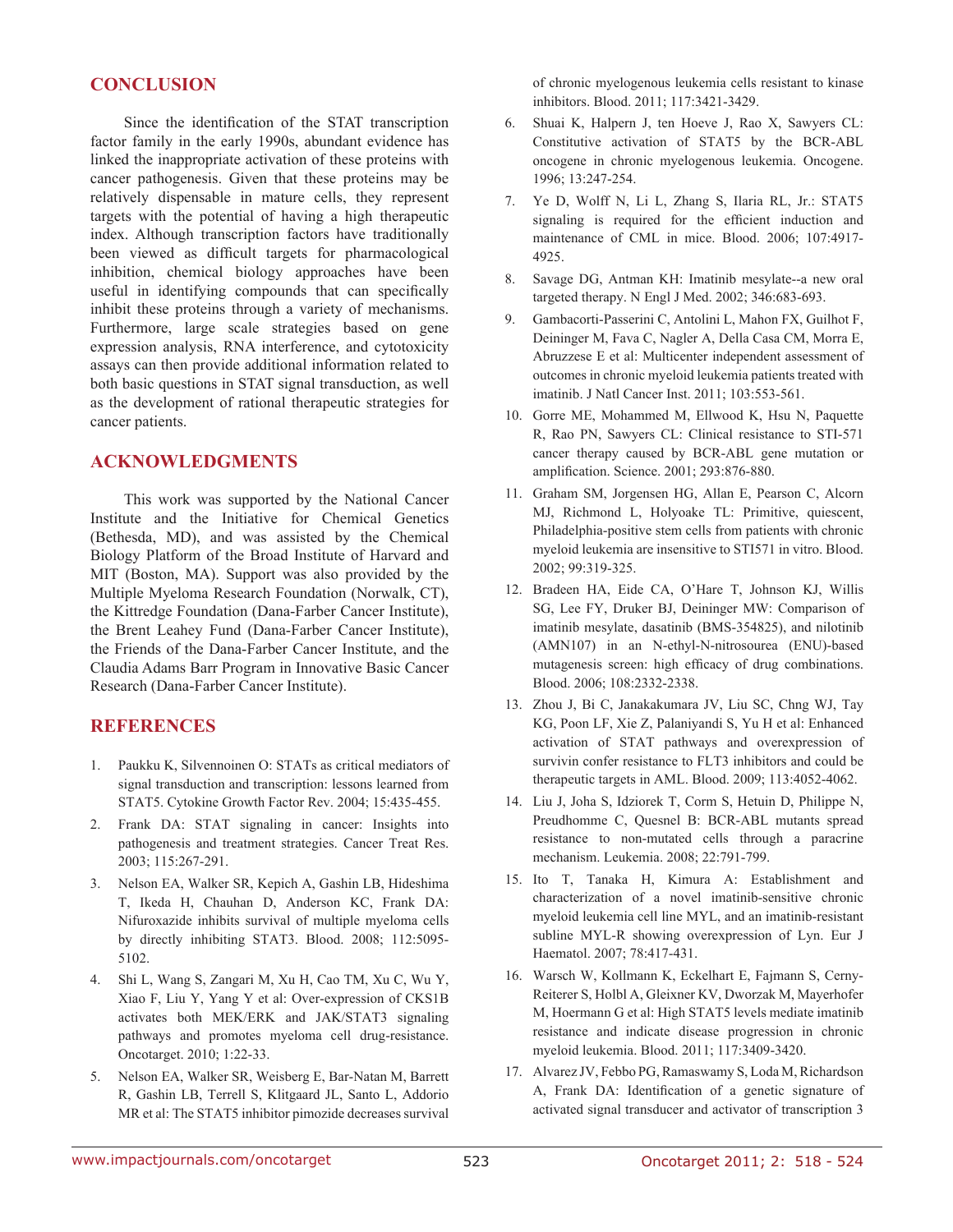## CONCLUSION

Since the identification of the STAT transcription factor family in the early 1990s, abundant evidence has linked the inappropriate activation of these proteins with cancer pathogenesis. Given that these proteins may be relatively dispensable in mature cells, they represent targets with the potential of having a high therapeutic index. Although transcription factors have traditionally been viewed as difficult targets for pharmacological inhibition, chemical biology approaches have been useful in identifying compounds that can specifically inhibit these proteins through a variety of mechanisms. Furthermore, large scale strategies based on gene expression analysis, RNA interference, and cytotoxicity assays can then provide additional information related to both basic questions in STAT signal transduction, as well as the development of rational therapeutic strategies for cancer patients.

## ACKNOWLEDGMENTS

This work was supported by the National Cancer Institute and the Initiative for Chemical Genetics (Bethesda, MD), and was assisted by the Chemical Biology Platform of the Broad Institute of Harvard and MIT (Boston, MA). Support was also provided by the Multiple Myeloma Research Foundation (Norwalk, CT), the Kittredge Foundation (Dana-Farber Cancer Institute), the Brent Leahey Fund (Dana-Farber Cancer Institute), the Friends of the Dana-Farber Cancer Institute, and the Claudia Adams Barr Program in Innovative Basic Cancer Research (Dana-Farber Cancer Institute).

## REFERENCES

1. Paukku K, Silvennoinen O: STATs as critical mediators of signal transduction and transcription: lessons learned from STAT5. Cytokine Growth Factor Rev. 2004; 15:435-455.
2. Frank DA: STAT signaling in cancer: Insights into pathogenesis and treatment strategies. Cancer Treat Res. 2003; 115:267-291.
3. Nelson EA, Walker SR, Kepich A, Gashin LB, Hideshima T, Ikeda H, Chauhan D, Anderson KC, Frank DA: Nifuroxazide inhibits survival of multiple myeloma cells by directly inhibiting STAT3. Blood. 2008; 112:5095-5102.
4. Shi L, Wang S, Zangari M, Xu H, Cao TM, Xu C, Wu Y, Xiao F, Liu Y, Yang Y et al: Over-expression of CKS1B activates both MEK/ERK and JAK/STAT3 signaling pathways and promotes myeloma cell drug-resistance. Oncotarget. 2010; 1:22-33.
5. Nelson EA, Walker SR, Weisberg E, Bar-Natan M, Barrett R, Gashin LB, Terrell S, Klitgaard JL, Santo L, Addorio MR et al: The STAT5 inhibitor pimozide decreases survival of chronic myelogenous leukemia cells resistant to kinase inhibitors. Blood. 2011; 117:3421-3429.
6. Shuai K, Halpern J, ten Hoeve J, Rao X, Sawyers CL: Constitutive activation of STAT5 by the BCR-ABL oncogene in chronic myelogenous leukemia. Oncogene. 1996; 13:247-254.
7. Ye D, Wolff N, Li L, Zhang S, Ilaria RL, Jr.: STAT5 signaling is required for the efficient induction and maintenance of CML in mice. Blood. 2006; 107:4917-4925.
8. Savage DG, Antman KH: Imatinib mesylate--a new oral targeted therapy. N Engl J Med. 2002; 346:683-693.
9. Gambacorti-Passerini C, Antolini L, Mahon FX, Guilhot F, Deininger M, Fava C, Nagler A, Della Casa CM, Morra E, Abruzzese E et al: Multicenter independent assessment of outcomes in chronic myeloid leukemia patients treated with imatinib. J Natl Cancer Inst. 2011; 103:553-561.
10. Gorre ME, Mohammed M, Ellwood K, Hsu N, Paquette R, Rao PN, Sawyers CL: Clinical resistance to STI-571 cancer therapy caused by BCR-ABL gene mutation or amplification. Science. 2001; 293:876-880.
11. Graham SM, Jorgensen HG, Allan E, Pearson C, Alcorn MJ, Richmond L, Holyoake TL: Primitive, quiescent, Philadelphia-positive stem cells from patients with chronic myeloid leukemia are insensitive to STI571 in vitro. Blood. 2002; 99:319-325.
12. Bradeen HA, Eide CA, O'Hare T, Johnson KJ, Willis SG, Lee FY, Druker BJ, Deininger MW: Comparison of imatinib mesylate, dasatinib (BMS-354825), and nilotinib (AMN107) in an N-ethyl-N-nitrosourea (ENU)-based mutagenesis screen: high efficacy of drug combinations. Blood. 2006; 108:2332-2338.
13. Zhou J, Bi C, Janakakumara JV, Liu SC, Chng WJ, Tay KG, Poon LF, Xie Z, Palaniyandi S, Yu H et al: Enhanced activation of STAT pathways and overexpression of survivin confer resistance to FLT3 inhibitors and could be therapeutic targets in AML. Blood. 2009; 113:4052-4062.
14. Liu J, Joha S, Idziorek T, Corm S, Hetuin D, Philippe N, Preudhomme C, Quesnel B: BCR-ABL mutants spread resistance to non-mutated cells through a paracrine mechanism. Leukemia. 2008; 22:791-799.
15. Ito T, Tanaka H, Kimura A: Establishment and characterization of a novel imatinib-sensitive chronic myeloid leukemia cell line MYL, and an imatinib-resistant subline MYL-R showing overexpression of Lyn. Eur J Haematol. 2007; 78:417-431.
16. Warsch W, Kollmann K, Eckelhart E, Fajmann S, Cerny-Reiterer S, Holbl A, Gleixner KV, Dworzak M, Mayerhofer M, Hoermann G et al: High STAT5 levels mediate imatinib resistance and indicate disease progression in chronic myeloid leukemia. Blood. 2011; 117:3409-3420.
17. Alvarez JV, Febbo PG, Ramaswamy S, Loda M, Richardson A, Frank DA: Identification of a genetic signature of activated signal transducer and activator of transcription 3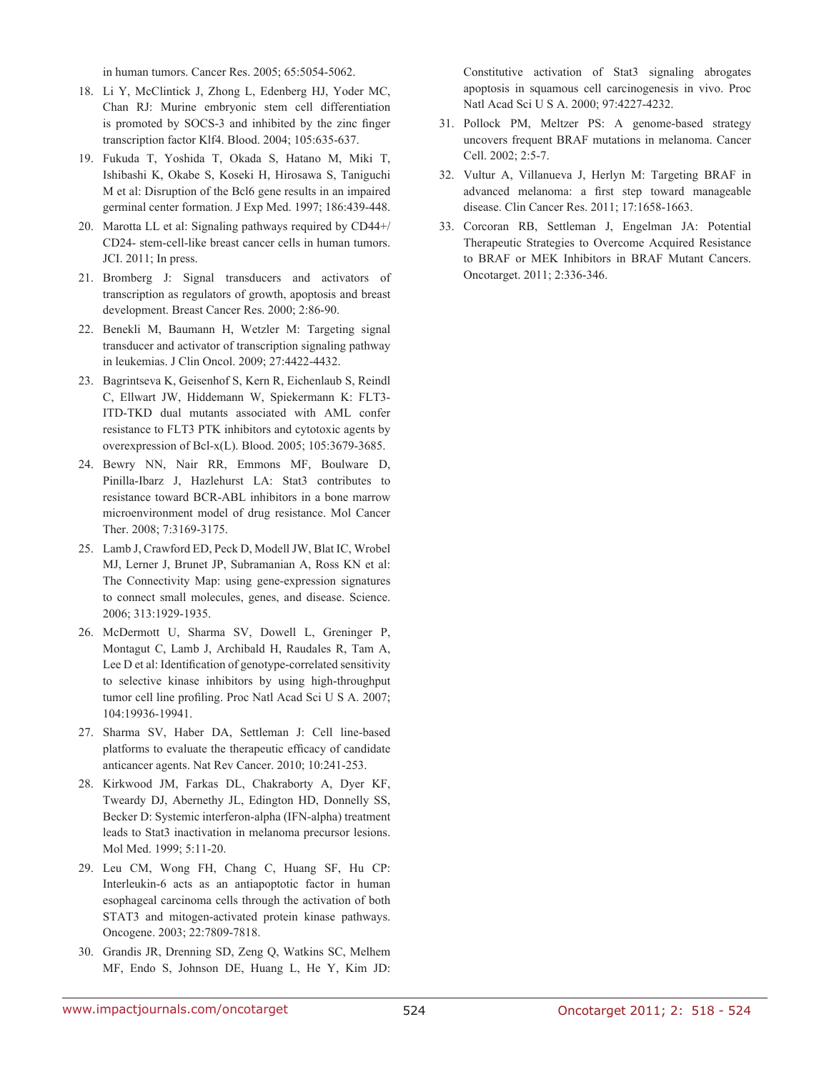in human tumors. Cancer Res. 2005; 65:5054-5062.

18. Li Y, McClintick J, Zhong L, Edenberg HJ, Yoder MC, Chan RJ: Murine embryonic stem cell differentiation is promoted by SOCS-3 and inhibited by the zinc finger transcription factor Klf4. Blood. 2004; 105:635-637.

19. Fukuda T, Yoshida T, Okada S, Hatano M, Miki T, Ishibashi K, Okabe S, Koseki H, Hirosawa S, Taniguchi M et al: Disruption of the Bcl6 gene results in an impaired germinal center formation. J Exp Med. 1997; 186:439-448.

20. Marotta LL et al: Signaling pathways required by CD44+/CD24- stem-cell-like breast cancer cells in human tumors. JCI. 2011; In press.

21. Bromberg J: Signal transducers and activators of transcription as regulators of growth, apoptosis and breast development. Breast Cancer Res. 2000; 2:86-90.

22. Benekli M, Baumann H, Wetzler M: Targeting signal transducer and activator of transcription signaling pathway in leukemias. J Clin Oncol. 2009; 27:4422-4432.

23. Bagrintseva K, Geisenhof S, Kern R, Eichenlaub S, Reindl C, Ellwart JW, Hiddemann W, Spiekermann K: FLT3-ITD-TKD dual mutants associated with AML confer resistance to FLT3 PTK inhibitors and cytotoxic agents by overexpression of Bcl-x(L). Blood. 2005; 105:3679-3685.

24. Bewry NN, Nair RR, Emmons MF, Boulware D, Pinilla-Ibarz J, Hazlehurst LA: Stat3 contributes to resistance toward BCR-ABL inhibitors in a bone marrow microenvironment model of drug resistance. Mol Cancer Ther. 2008; 7:3169-3175.

25. Lamb J, Crawford ED, Peck D, Modell JW, Blat IC, Wrobel MJ, Lerner J, Brunet JP, Subramanian A, Ross KN et al: The Connectivity Map: using gene-expression signatures to connect small molecules, genes, and disease. Science. 2006; 313:1929-1935.

26. McDermott U, Sharma SV, Dowell L, Greninger P, Montagut C, Lamb J, Archibald H, Raudales R, Tam A, Lee D et al: Identification of genotype-correlated sensitivity to selective kinase inhibitors by using high-throughput tumor cell line profiling. Proc Natl Acad Sci U S A. 2007; 104:19936-19941.

27. Sharma SV, Haber DA, Settleman J: Cell line-based platforms to evaluate the therapeutic efficacy of candidate anticancer agents. Nat Rev Cancer. 2010; 10:241-253.

28. Kirkwood JM, Farkas DL, Chakraborty A, Dyer KF, Tweardy DJ, Abernethy JL, Edington HD, Donnelly SS, Becker D: Systemic interferon-alpha (IFN-alpha) treatment leads to Stat3 inactivation in melanoma precursor lesions. Mol Med. 1999; 5:11-20.

29. Leu CM, Wong FH, Chang C, Huang SF, Hu CP: Interleukin-6 acts as an antiapoptotic factor in human esophageal carcinoma cells through the activation of both STAT3 and mitogen-activated protein kinase pathways. Oncogene. 2003; 22:7809-7818.

30. Grandis JR, Drenning SD, Zeng Q, Watkins SC, Melhem MF, Endo S, Johnson DE, Huang L, He Y, Kim JD: Constitutive activation of Stat3 signaling abrogates apoptosis in squamous cell carcinogenesis in vivo. Proc Natl Acad Sci U S A. 2000; 97:4227-4232.

31. Pollock PM, Meltzer PS: A genome-based strategy uncovers frequent BRAF mutations in melanoma. Cancer Cell. 2002; 2:5-7.

32. Vultur A, Villanueva J, Herlyn M: Targeting BRAF in advanced melanoma: a first step toward manageable disease. Clin Cancer Res. 2011; 17:1658-1663.

33. Corcoran RB, Settleman J, Engelman JA: Potential Therapeutic Strategies to Overcome Acquired Resistance to BRAF or MEK Inhibitors in BRAF Mutant Cancers. Oncotarget. 2011; 2:336-346.